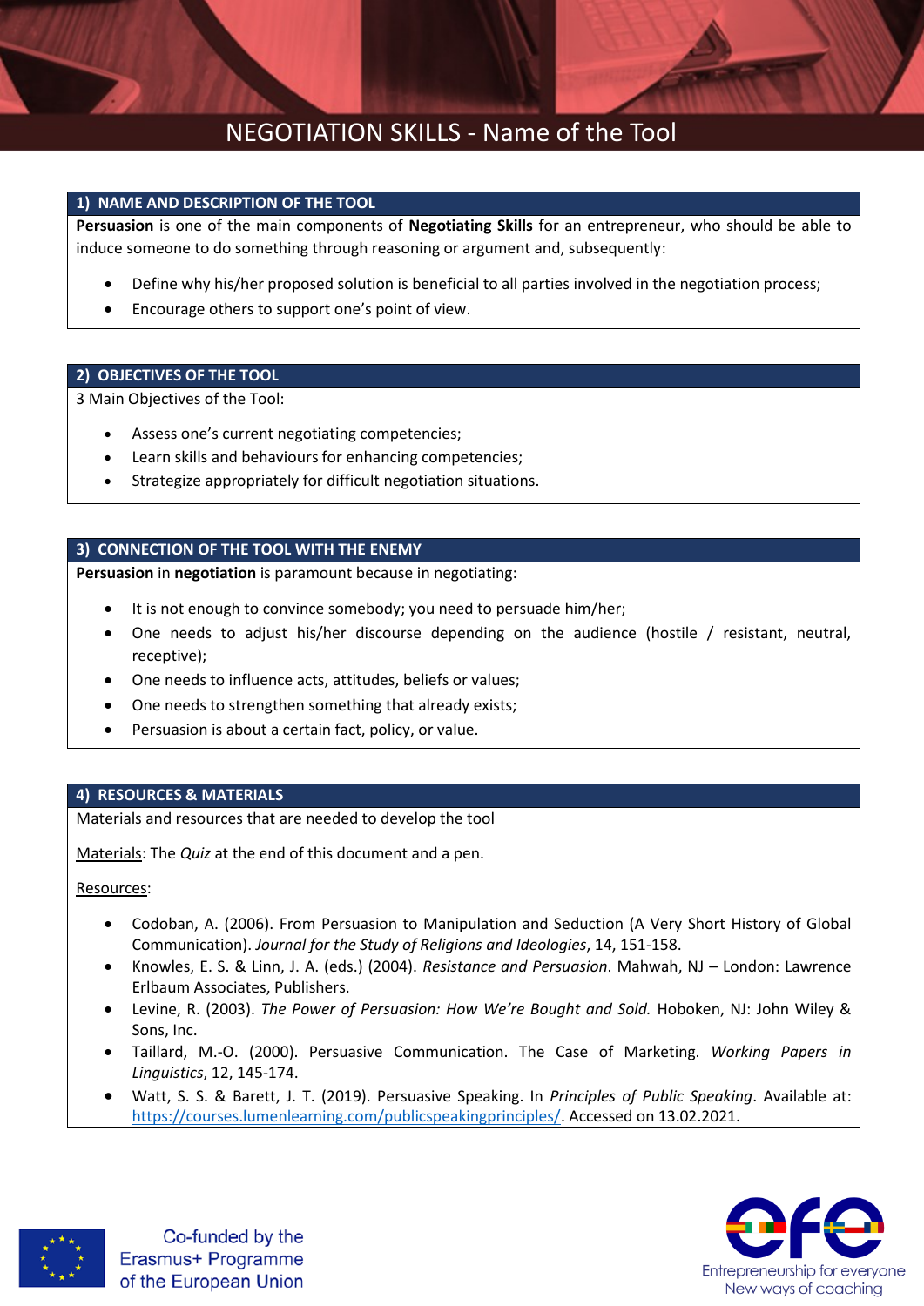# NEGOTIATION SKILLS - Name of the Tool

## 1) NAME AND DESCRIPTION OF THE TOOL

**Persuasion** is one of the main components of **Negotiating Skills** for an entrepreneur, who should be able to induce someone to do something through reasoning or argument and, subsequently:

- Define why his/her proposed solution is beneficial to all parties involved in the negotiation process;
- Encourage others to support one's point of view.

## 2) OBJECTIVES OF THE TOOL

3 Main Objectives of the Tool:

- Assess one's current negotiating competencies;
- Learn skills and behaviours for enhancing competencies;
- Strategize appropriately for difficult negotiation situations.

## 3) CONNECTION OF THE TOOL WITH THE ENEMY

**Persuasion** in **negotiation** is paramount because in negotiating:

- It is not enough to convince somebody; you need to persuade him/her;
- One needs to adjust his/her discourse depending on the audience (hostile / resistant, neutral, receptive);
- One needs to influence acts, attitudes, beliefs or values;
- One needs to strengthen something that already exists;
- Persuasion is about a certain fact, policy, or value.

## 4) RESOURCES & MATERIALS

Materials and resources that are needed to develop the tool

Materials: The *Quiz* at the end of this document and a pen.

Resources:

- Codoban, A. (2006). From Persuasion to Manipulation and Seduction (A Very Short History of Global Communication). *Journal for the Study of Religions and Ideologies*, 14, 151-158.
- Knowles, E. S. & Linn, J. A. (eds.) (2004). *Resistance and Persuasion*. Mahwah, NJ – London: Lawrence Erlbaum Associates, Publishers.
- Levine, R. (2003). *The Power of Persuasion: How We're Bought and Sold.* Hoboken, NJ: John Wiley & Sons, Inc.
- Taillard, M.-O. (2000). Persuasive Communication. The Case of Marketing. *Working Papers in Linguistics*, 12, 145-174.
- Watt, S. S. & Barett, J. T. (2019). Persuasive Speaking. In *Principles of Public Speaking*. Available at: https://courses.lumenlearning.com/publicspeakingprinciples/. Accessed on 13.02.2021.

Co-funded by the Erasmus+ Programme of the European Union

Entrepreneurship for everyone
New ways of coaching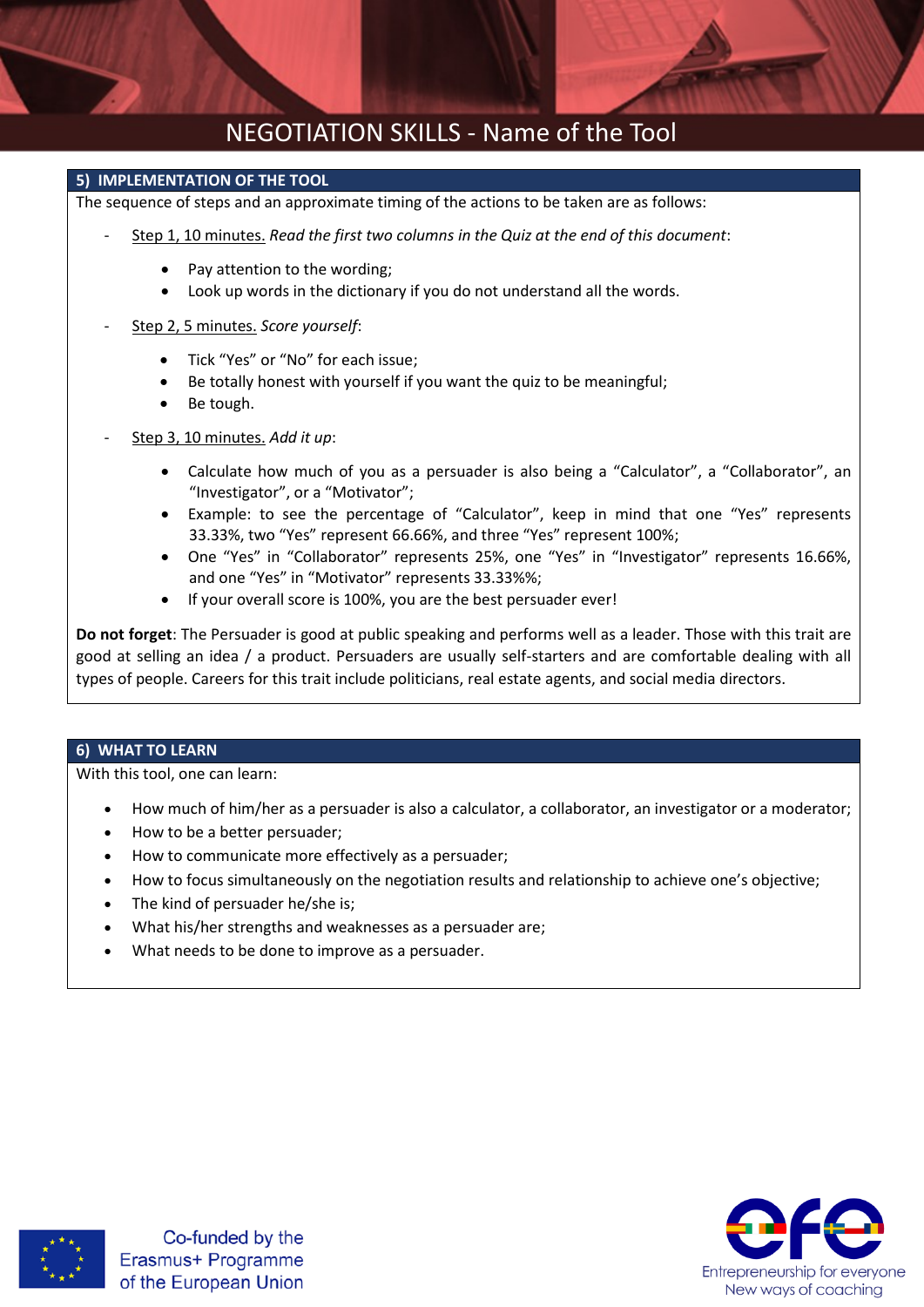## 5) IMPLEMENTATION OF THE TOOL

The sequence of steps and an approximate timing of the actions to be taken are as follows:

- Step 1, 10 minutes. *Read the first two columns in the Quiz at the end of this document*:
  - Pay attention to the wording;
  - Look up words in the dictionary if you do not understand all the words.
- Step 2, 5 minutes. *Score yourself*:
  - Tick "Yes" or "No" for each issue;
  - Be totally honest with yourself if you want the quiz to be meaningful;
  - Be tough.
- Step 3, 10 minutes. *Add it up*:
  - Calculate how much of you as a persuader is also being a "Calculator", a "Collaborator", an "Investigator", or a "Motivator";
  - Example: to see the percentage of "Calculator", keep in mind that one "Yes" represents 33.33%, two "Yes" represent 66.66%, and three "Yes" represent 100%;
  - One "Yes" in "Collaborator" represents 25%, one "Yes" in "Investigator" represents 16.66%, and one "Yes" in "Motivator" represents 33.33%%;
  - If your overall score is 100%, you are the best persuader ever!

**Do not forget**: The Persuader is good at public speaking and performs well as a leader. Those with this trait are good at selling an idea / a product. Persuaders are usually self-starters and are comfortable dealing with all types of people. Careers for this trait include politicians, real estate agents, and social media directors.

## 6) WHAT TO LEARN

With this tool, one can learn:

- How much of him/her as a persuader is also a calculator, a collaborator, an investigator or a moderator;
- How to be a better persuader;
- How to communicate more effectively as a persuader;
- How to focus simultaneously on the negotiation results and relationship to achieve one's objective;
- The kind of persuader he/she is;
- What his/her strengths and weaknesses as a persuader are;
- What needs to be done to improve as a persuader.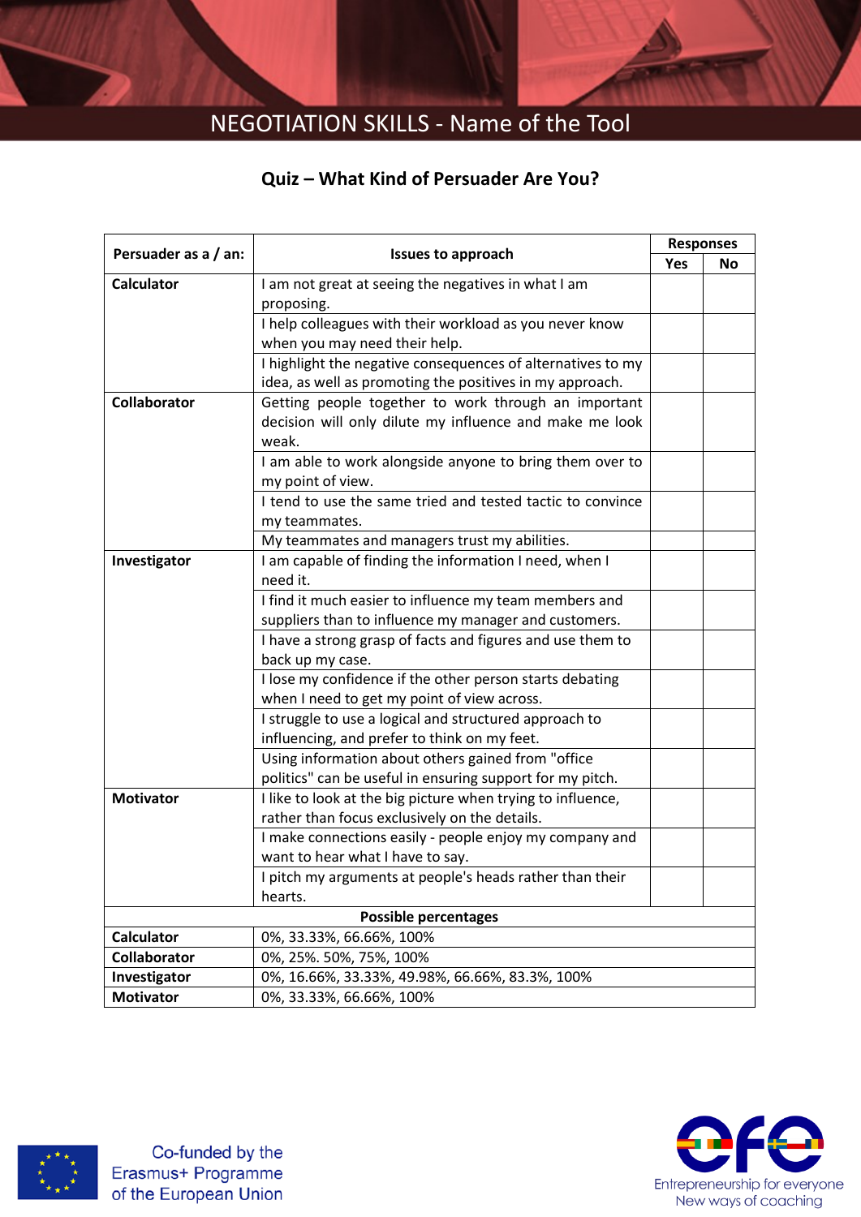# NEGOTIATION SKILLS - Name of the Tool

## Quiz – What Kind of Persuader Are You?

| Persuader as a / an: | Issues to approach | Responses | |
|---|---|---|---|
| | | Yes | No |
| **Calculator** | I am not great at seeing the negatives in what I am proposing. | | |
| | I help colleagues with their workload as you never know when you may need their help. | | |
| | I highlight the negative consequences of alternatives to my idea, as well as promoting the positives in my approach. | | |
| **Collaborator** | Getting people together to work through an important decision will only dilute my influence and make me look weak. | | |
| | I am able to work alongside anyone to bring them over to my point of view. | | |
| | I tend to use the same tried and tested tactic to convince my teammates. | | |
| | My teammates and managers trust my abilities. | | |
| **Investigator** | I am capable of finding the information I need, when I need it. | | |
| | I find it much easier to influence my team members and suppliers than to influence my manager and customers. | | |
| | I have a strong grasp of facts and figures and use them to back up my case. | | |
| | I lose my confidence if the other person starts debating when I need to get my point of view across. | | |
| | I struggle to use a logical and structured approach to influencing, and prefer to think on my feet. | | |
| | Using information about others gained from "office politics" can be useful in ensuring support for my pitch. | | |
| **Motivator** | I like to look at the big picture when trying to influence, rather than focus exclusively on the details. | | |
| | I make connections easily - people enjoy my company and want to hear what I have to say. | | |
| | I pitch my arguments at people's heads rather than their hearts. | | |
| **Possible percentages** | | | |
| **Calculator** | 0%, 33.33%, 66.66%, 100% | | |
| **Collaborator** | 0%, 25%. 50%, 75%, 100% | | |
| **Investigator** | 0%, 16.66%, 33.33%, 49.98%, 66.66%, 83.3%, 100% | | |
| **Motivator** | 0%, 33.33%, 66.66%, 100% | | |

Co-funded by the Erasmus+ Programme of the European Union

efe Entrepreneurship for everyone New ways of coaching